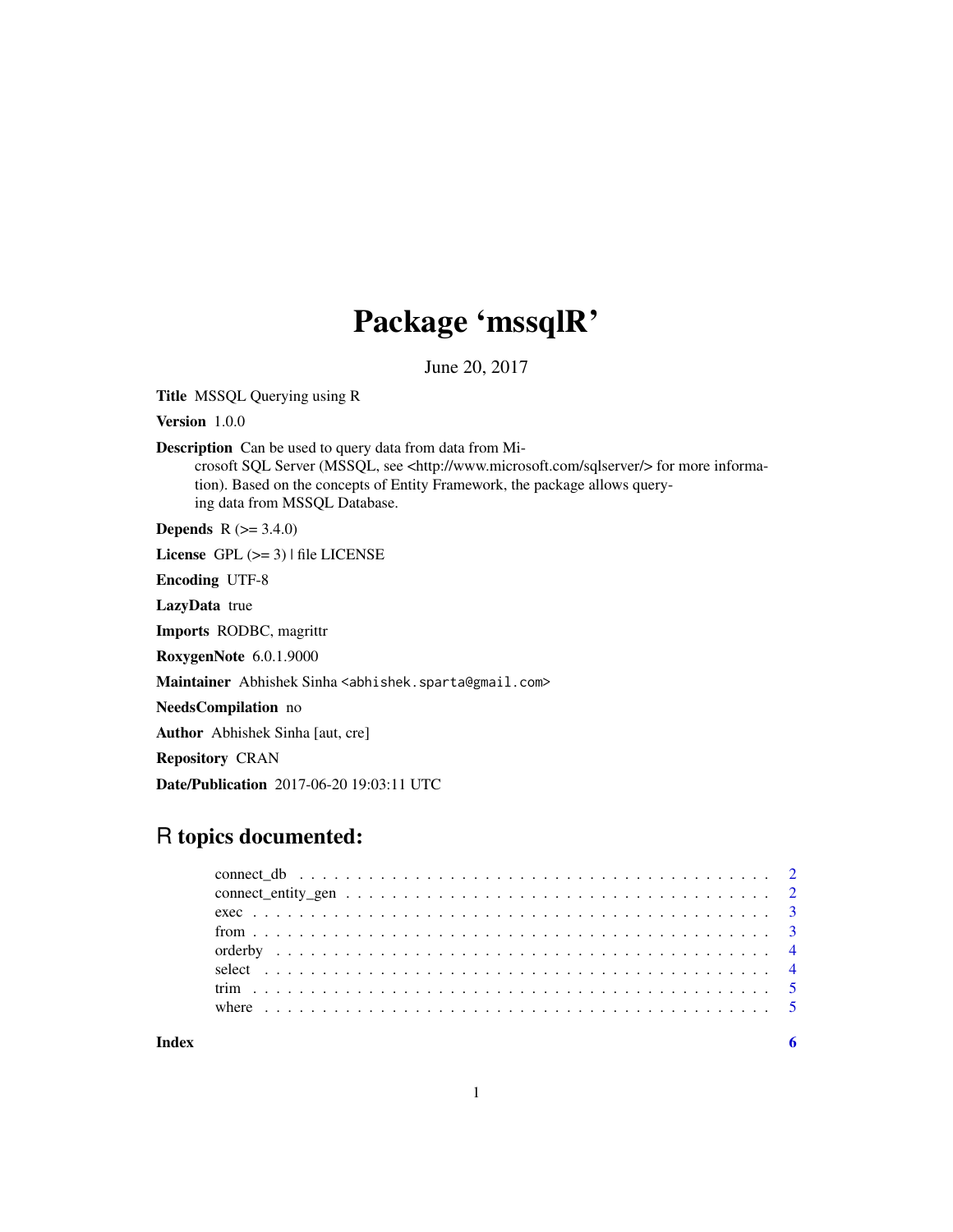# Package 'mssqlR'

June 20, 2017

**Title** MSSQL Querying using R

**Version** 1.0.0

**Description** Can be used to query data from data from Microsoft SQL Server (MSSQL, see <http://www.microsoft.com/sqlserver/> for more information). Based on the concepts of Entity Framework, the package allows querying data from MSSQL Database.

**Depends** R (>= 3.4.0)

**License** GPL (>= 3) | file LICENSE

**Encoding** UTF-8

**LazyData** true

**Imports** RODBC, magrittr

**RoxygenNote** 6.0.1.9000

**Maintainer** Abhishek Sinha <abhishek.sparta@gmail.com>

**NeedsCompilation** no

**Author** Abhishek Sinha [aut, cre]

**Repository** CRAN

**Date/Publication** 2017-06-20 19:03:11 UTC

## R topics documented:

- connect_db . . . . . . . . . . . . . . . . . . . . . . . . . . . . . . . . . . . . . . . . . 2
- connect_entity_gen . . . . . . . . . . . . . . . . . . . . . . . . . . . . . . . . . . . . . 2
- exec . . . . . . . . . . . . . . . . . . . . . . . . . . . . . . . . . . . . . . . . . . . . . 3
- from . . . . . . . . . . . . . . . . . . . . . . . . . . . . . . . . . . . . . . . . . . . . . 3
- orderby . . . . . . . . . . . . . . . . . . . . . . . . . . . . . . . . . . . . . . . . . . . 4
- select . . . . . . . . . . . . . . . . . . . . . . . . . . . . . . . . . . . . . . . . . . . . 4
- trim . . . . . . . . . . . . . . . . . . . . . . . . . . . . . . . . . . . . . . . . . . . . . 5
- where . . . . . . . . . . . . . . . . . . . . . . . . . . . . . . . . . . . . . . . . . . . . 5

**Index** 6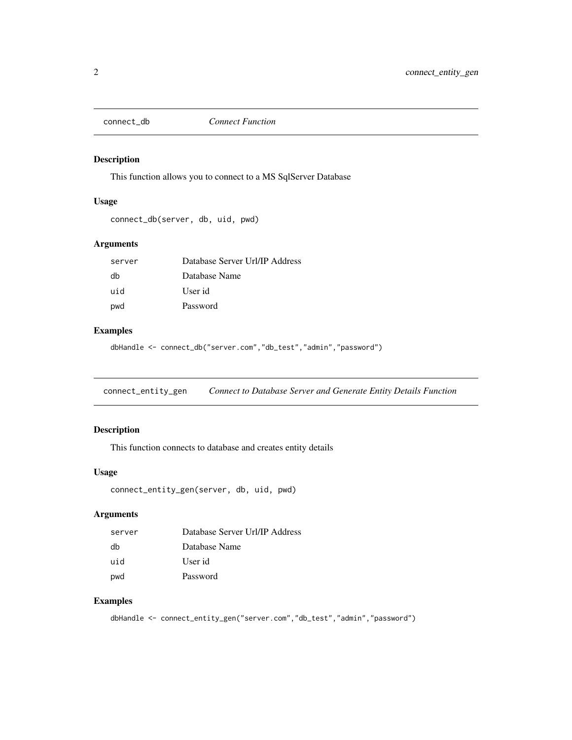## connect_db — *Connect Function*

### Description

This function allows you to connect to a MS SqlServer Database

### Usage

```
connect_db(server, db, uid, pwd)
```

### Arguments

| | |
|---|---|
| `server` | Database Server Url/IP Address |
| `db` | Database Name |
| `uid` | User id |
| `pwd` | Password |

### Examples

```
dbHandle <- connect_db("server.com","db_test","admin","password")
```

## connect_entity_gen — *Connect to Database Server and Generate Entity Details Function*

### Description

This function connects to database and creates entity details

### Usage

```
connect_entity_gen(server, db, uid, pwd)
```

### Arguments

| | |
|---|---|
| `server` | Database Server Url/IP Address |
| `db` | Database Name |
| `uid` | User id |
| `pwd` | Password |

### Examples

```
dbHandle <- connect_entity_gen("server.com","db_test","admin","password")
```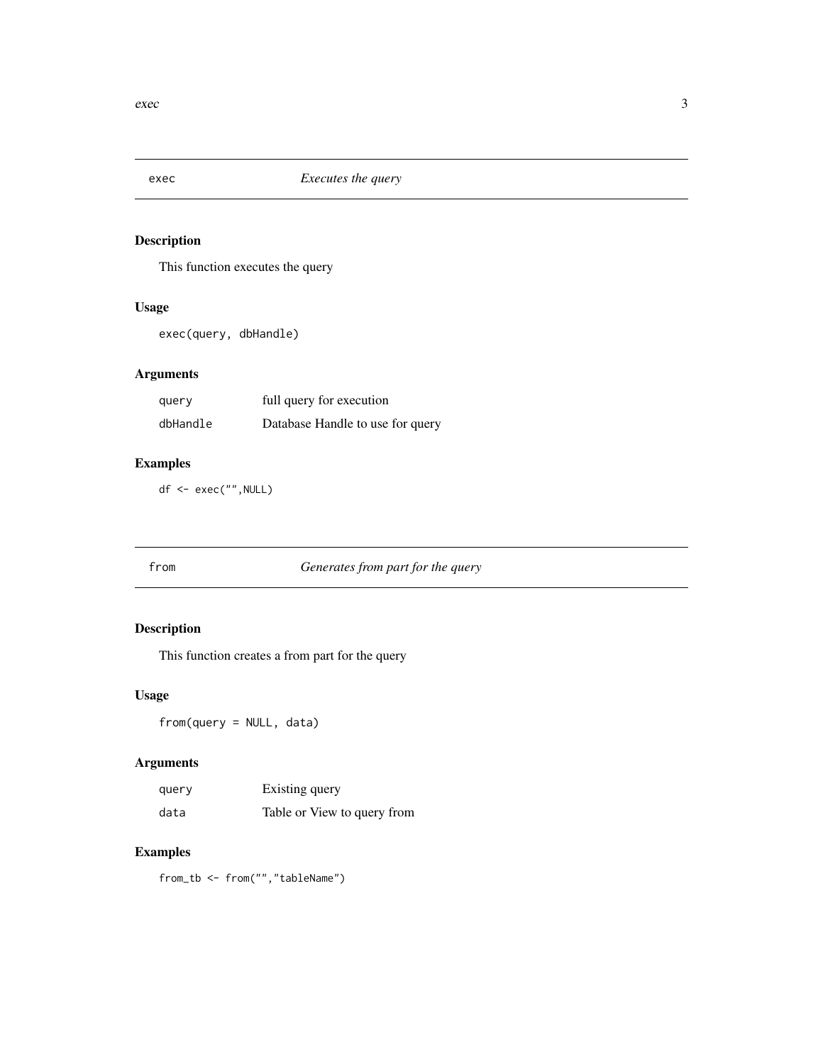## exec — *Executes the query*

### Description

This function executes the query

### Usage

```
exec(query, dbHandle)
```

### Arguments

| | |
|---|---|
| `query` | full query for execution |
| `dbHandle` | Database Handle to use for query |

### Examples

```
df <- exec("",NULL)
```

## from — *Generates from part for the query*

### Description

This function creates a from part for the query

### Usage

```
from(query = NULL, data)
```

### Arguments

| | |
|---|---|
| `query` | Existing query |
| `data` | Table or View to query from |

### Examples

```
from_tb <- from("","tableName")
```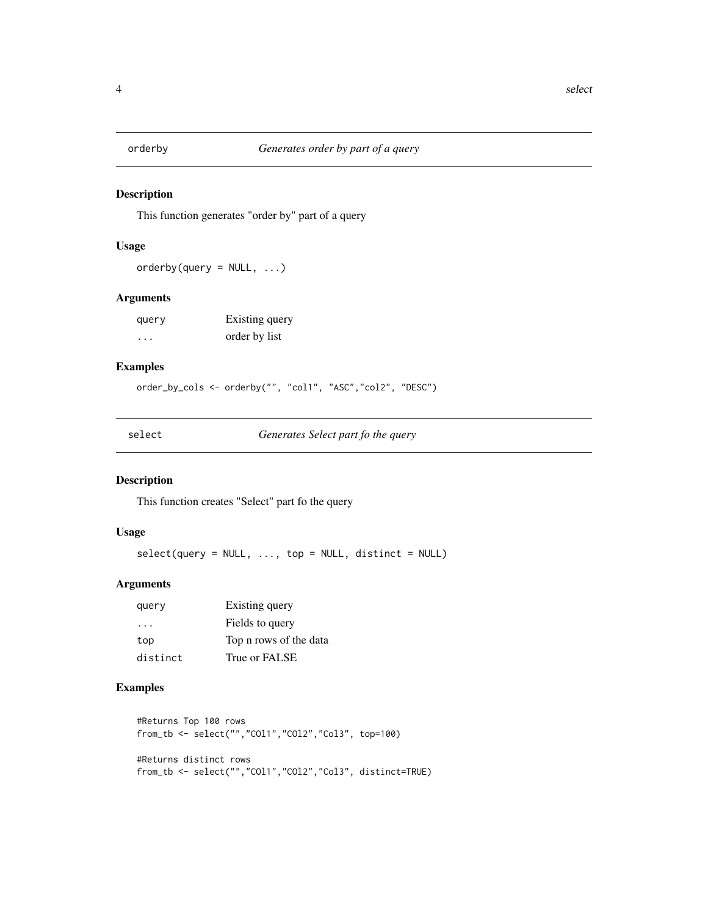## orderby — *Generates order by part of a query*

### Description

This function generates "order by" part of a query

### Usage

```
orderby(query = NULL, ...)
```

### Arguments

| | |
|---|---|
| query | Existing query |
| ... | order by list |

### Examples

```
order_by_cols <- orderby("", "col1", "ASC","col2", "DESC")
```

## select — *Generates Select part fo the query*

### Description

This function creates "Select" part fo the query

### Usage

```
select(query = NULL, ..., top = NULL, distinct = NULL)
```

### Arguments

| | |
|---|---|
| query | Existing query |
| ... | Fields to query |
| top | Top n rows of the data |
| distinct | True or FALSE |

### Examples

```
#Returns Top 100 rows
from_tb <- select("","COl1","COl2","Col3", top=100)

#Returns distinct rows
from_tb <- select("","COl1","COl2","Col3", distinct=TRUE)
```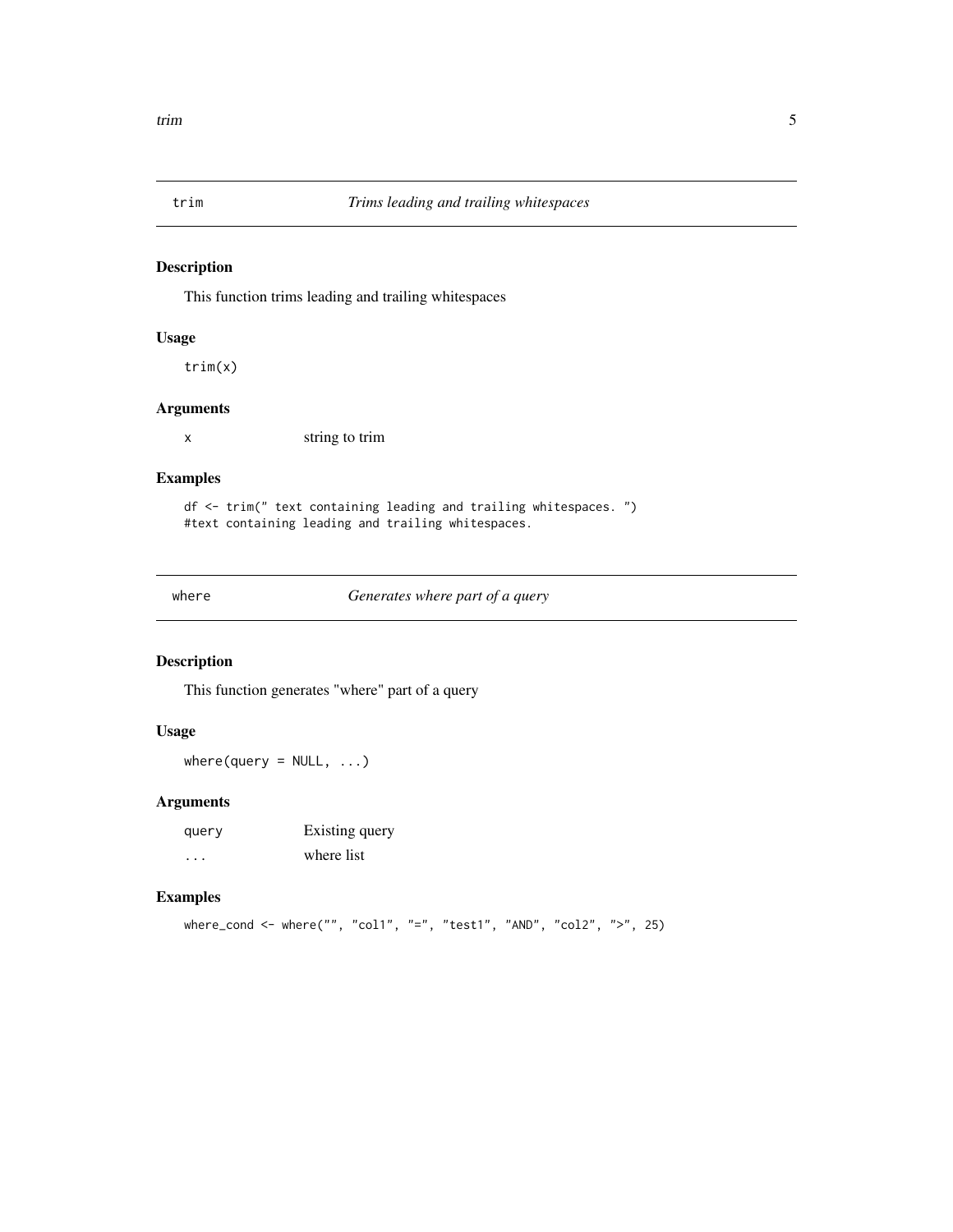## trim — *Trims leading and trailing whitespaces*

### Description

This function trims leading and trailing whitespaces

### Usage

```
trim(x)
```

### Arguments

| | |
|---|---|
| x | string to trim |

### Examples

```
df <- trim(" text containing leading and trailing whitespaces. ")
#text containing leading and trailing whitespaces.
```

## where — *Generates where part of a query*

### Description

This function generates "where" part of a query

### Usage

```
where(query = NULL, ...)
```

### Arguments

| | |
|---|---|
| query | Existing query |
| ... | where list |

### Examples

```
where_cond <- where("", "col1", "=", "test1", "AND", "col2", ">", 25)
```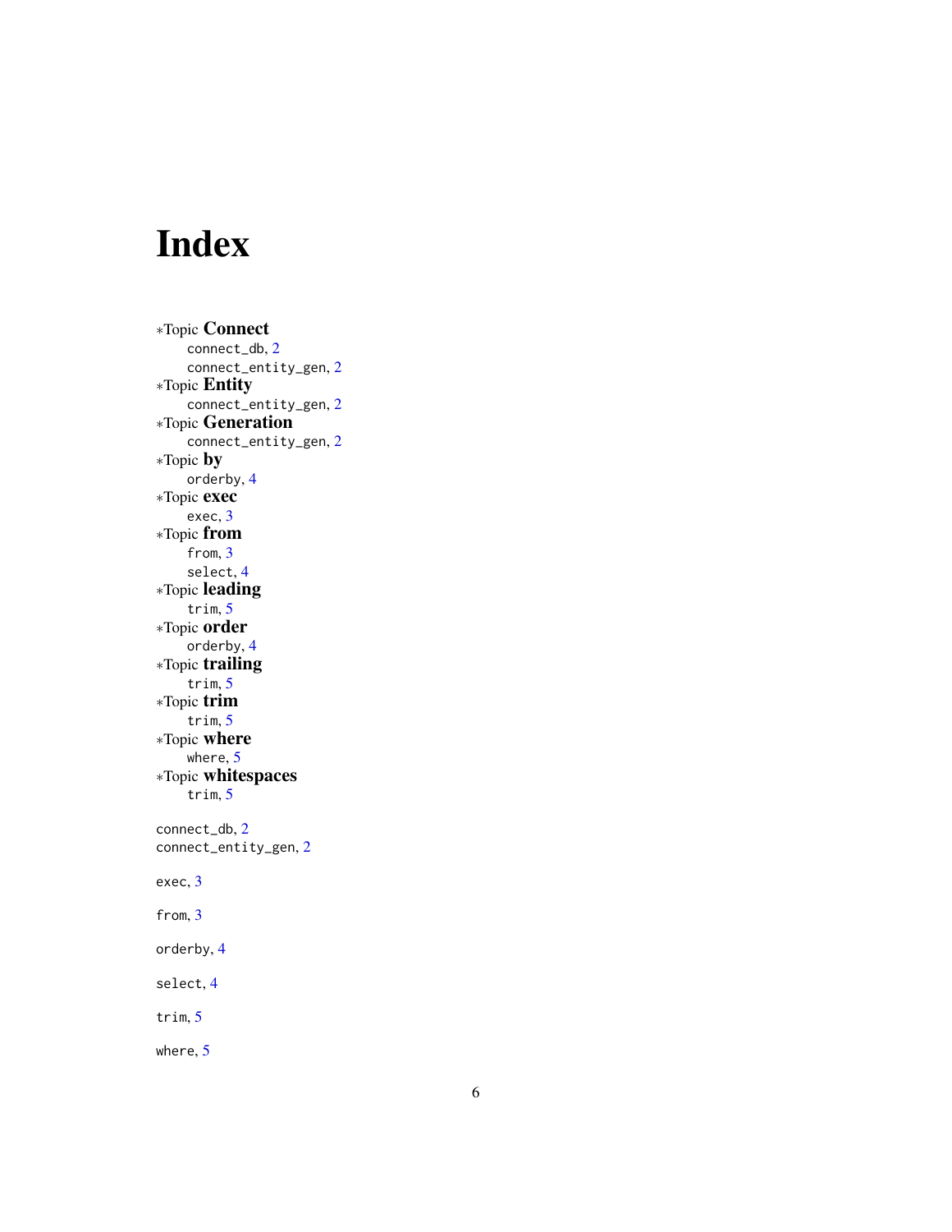# Index

∗Topic **Connect**
- connect_db, 2
- connect_entity_gen, 2

∗Topic **Entity**
- connect_entity_gen, 2

∗Topic **Generation**
- connect_entity_gen, 2

∗Topic **by**
- orderby, 4

∗Topic **exec**
- exec, 3

∗Topic **from**
- from, 3
- select, 4

∗Topic **leading**
- trim, 5

∗Topic **order**
- orderby, 4

∗Topic **trailing**
- trim, 5

∗Topic **trim**
- trim, 5

∗Topic **where**
- where, 5

∗Topic **whitespaces**
- trim, 5

connect_db, 2
connect_entity_gen, 2

exec, 3

from, 3

orderby, 4

select, 4

trim, 5

where, 5